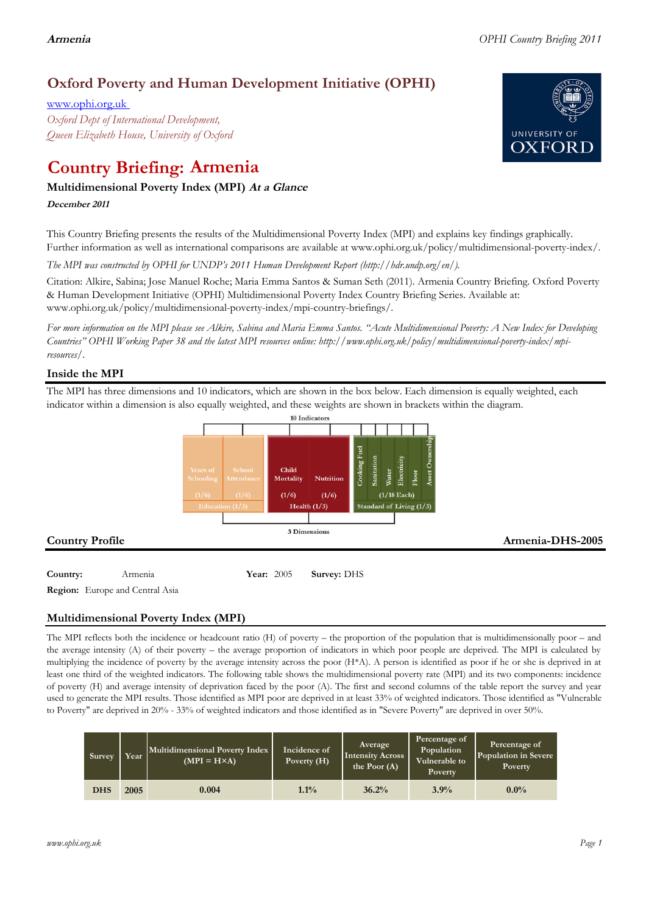## Oxford Poverty and Human Development Initiative (OPHI)

www.ophi.org.uk

*Oxford Dept of International Development,*
*Queen Elizabeth House, University of Oxford*

# Country Briefing: Armenia

### Multidimensional Poverty Index (MPI) *At a Glance*

***December 2011***

This Country Briefing presents the results of the Multidimensional Poverty Index (MPI) and explains key findings graphically. Further information as well as international comparisons are available at www.ophi.org.uk/policy/multidimensional-poverty-index/.

*The MPI was constructed by OPHI for UNDP's 2011 Human Development Report (http://hdr.undp.org/en/).*

Citation: Alkire, Sabina; Jose Manuel Roche; Maria Emma Santos & Suman Seth (2011). Armenia Country Briefing. Oxford Poverty & Human Development Initiative (OPHI) Multidimensional Poverty Index Country Briefing Series. Available at: www.ophi.org.uk/policy/multidimensional-poverty-index/mpi-country-briefings/.

*For more information on the MPI please see Alkire, Sabina and Maria Emma Santos. "Acute Multidimensional Poverty: A New Index for Developing Countries" OPHI Working Paper 38 and the latest MPI resources online: http://www.ophi.org.uk/policy/multidimensional-poverty-index/mpi-resources/.*

### Inside the MPI

The MPI has three dimensions and 10 indicators, which are shown in the box below. Each dimension is equally weighted, each indicator within a dimension is also equally weighted, and these weights are shown in brackets within the diagram.

10 Indicators

| Education (1/3) | | Health (1/3) | | Standard of Living (1/3) | | | | | |
|---|---|---|---|---|---|---|---|---|---|
| Years of Schooling (1/6) | School Attendance (1/6) | Child Mortality (1/6) | Nutrition (1/6) | Cooking Fuel | Sanitation | Water | Electricity | Floor | Asset Ownership |
| | | | | (1/18 Each) | | | | | |

3 Dimensions

### Country Profile

**Armenia-DHS-2005**

**Country:** Armenia **Year:** 2005 **Survey:** DHS

**Region:** Europe and Central Asia

### Multidimensional Poverty Index (MPI)

The MPI reflects both the incidence or headcount ratio (H) of poverty – the proportion of the population that is multidimensionally poor – and the average intensity (A) of their poverty – the average proportion of indicators in which poor people are deprived. The MPI is calculated by multiplying the incidence of poverty by the average intensity across the poor (H*A). A person is identified as poor if he or she is deprived in at least one third of the weighted indicators. The following table shows the multidimensional poverty rate (MPI) and its two components: incidence of poverty (H) and average intensity of deprivation faced by the poor (A). The first and second columns of the table report the survey and year used to generate the MPI results. Those identified as MPI poor are deprived in at least 33% of weighted indicators. Those identified as "Vulnerable to Poverty" are deprived in 20% - 33% of weighted indicators and those identified as in "Severe Poverty" are deprived in over 50%.

| Survey | Year | Multidimensional Poverty Index (MPI = H×A) | Incidence of Poverty (H) | Average Intensity Across the Poor (A) | Percentage of Population Vulnerable to Poverty | Percentage of Population in Severe Poverty |
|---|---|---|---|---|---|---|
| DHS | 2005 | 0.004 | 1.1% | 36.2% | 3.9% | 0.0% |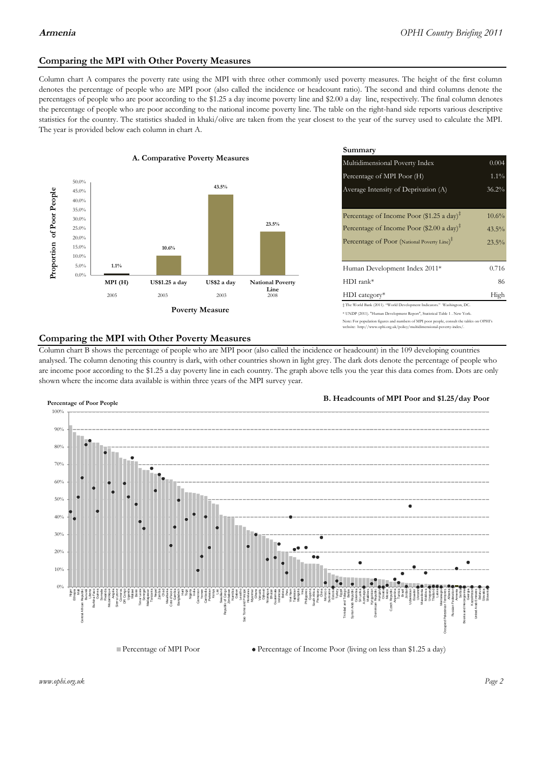## Comparing the MPI with Other Poverty Measures

Column chart A compares the poverty rate using the MPI with three other commonly used poverty measures. The height of the first column denotes the percentage of people who are MPI poor (also called the incidence or headcount ratio). The second and third columns denote the percentages of people who are poor according to the $1.25 a day income poverty line and $2.00 a day line, respectively. The final column denotes the percentage of people who are poor according to the national income poverty line. The table on the right-hand side reports various descriptive statistics for the country. The statistics shaded in khaki/olive are taken from the year closest to the year of the survey used to calculate the MPI. The year is provided below each column in chart A.

**A. Comparative Poverty Measures**

| Poverty Measure | Proportion of Poor People | Year |
|---|---|---|
| MPI (H) | 1.1% | 2005 |
| US$1.25 a day | 10.6% | 2003 |
| US$2 a day | 43.5% | 2003 |
| National Poverty Line | 23.5% | 2008 |

**Summary**

| | |
|---|---|
| Multidimensional Poverty Index | 0.004 |
| Percentage of MPI Poor (H) | 1.1% |
| Average Intensity of Deprivation (A) | 36.2% |
| Percentage of Income Poor ($1.25 a day)‡ | 10.6% |
| Percentage of Income Poor ($2.00 a day)‡ | 43.5% |
| Percentage of Poor (National Poverty Line)‡ | 23.5% |
| Human Development Index 2011* | 0.716 |
| HDI rank* | 86 |
| HDI category* | High |

‡ The World Bank (2011). "World Development Indicators." Washington, DC.

* UNDP (2011). "Human Development Report", Statistical Table 1 . New York.

Note: For population figures and numbers of MPI poor people, consult the tables on OPHI's website: http://www.ophi.org.uk/policy/multidimensional-poverty-index/.

## Comparing the MPI with Other Poverty Measures

Column chart B shows the percentage of people who are MPI poor (also called the incidence or headcount) in the 109 developing countries analysed. The column denoting this country is dark, with other countries shown in light grey. The dark dots denote the percentage of people who are income poor according to the $1.25 a day poverty line in each country. The graph above tells you the year this data comes from. Dots are only shown where the income data available is within three years of the MPI survey year.

**B. Headcounts of MPI Poor and $1.25/day Poor**

Percentage of Poor People

■ Percentage of MPI Poor ● Percentage of Income Poor (living on less than $1.25 a day)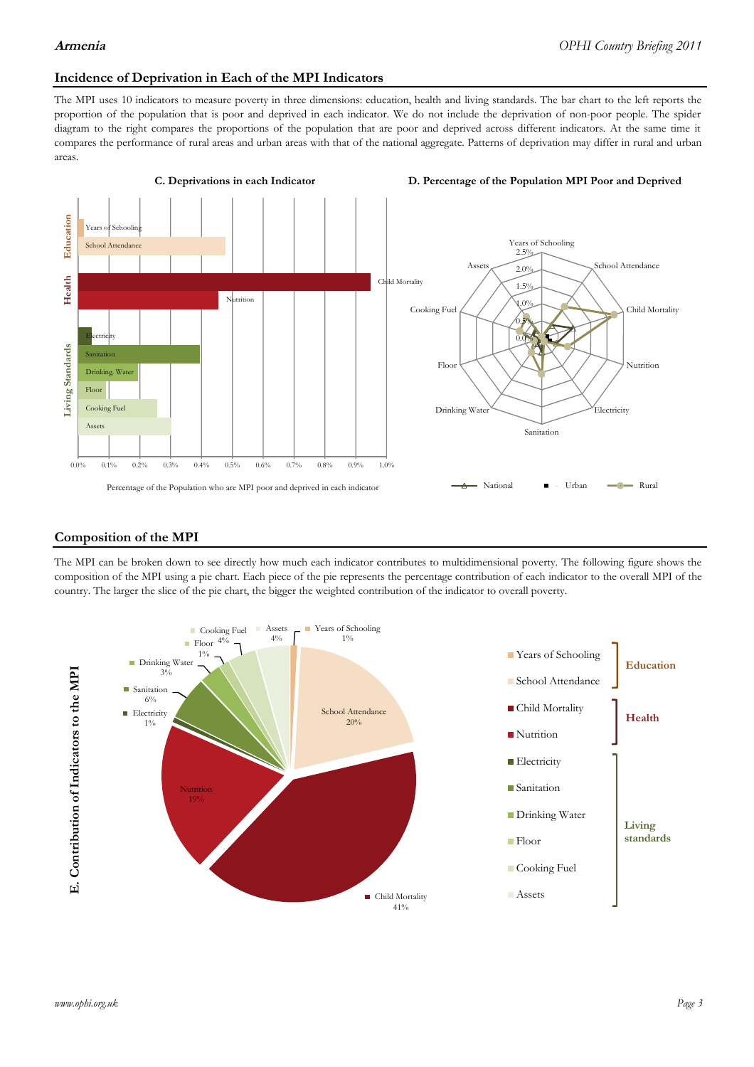## Incidence of Deprivation in Each of the MPI Indicators

The MPI uses 10 indicators to measure poverty in three dimensions: education, health and living standards. The bar chart to the left reports the proportion of the population that is poor and deprived in each indicator. We do not include the deprivation of non-poor people. The spider diagram to the right compares the proportions of the population that are poor and deprived across different indicators. At the same time it compares the performance of rural areas and urban areas with that of the national aggregate. Patterns of deprivation may differ in rural and urban areas.

**C. Deprivations in each Indicator**

Percentage of the Population who are MPI poor and deprived in each indicator

**D. Percentage of the Population MPI Poor and Deprived**

## Composition of the MPI

The MPI can be broken down to see directly how much each indicator contributes to multidimensional poverty. The following figure shows the composition of the MPI using a pie chart. Each piece of the pie represents the percentage contribution of each indicator to the overall MPI of the country. The larger the slice of the pie chart, the bigger the weighted contribution of the indicator to overall poverty.

**E. Contribution of Indicators to the MPI**

| Dimension | Indicator | Contribution |
|---|---|---|
| Education | Years of Schooling | 1% |
| Education | School Attendance | 20% |
| Health | Child Mortality | 41% |
| Health | Nutrition | 19% |
| Living standards | Electricity | 1% |
| Living standards | Sanitation | 6% |
| Living standards | Drinking Water | 3% |
| Living standards | Floor | 1% |
| Living standards | Cooking Fuel | 4% |
| Living standards | Assets | 4% |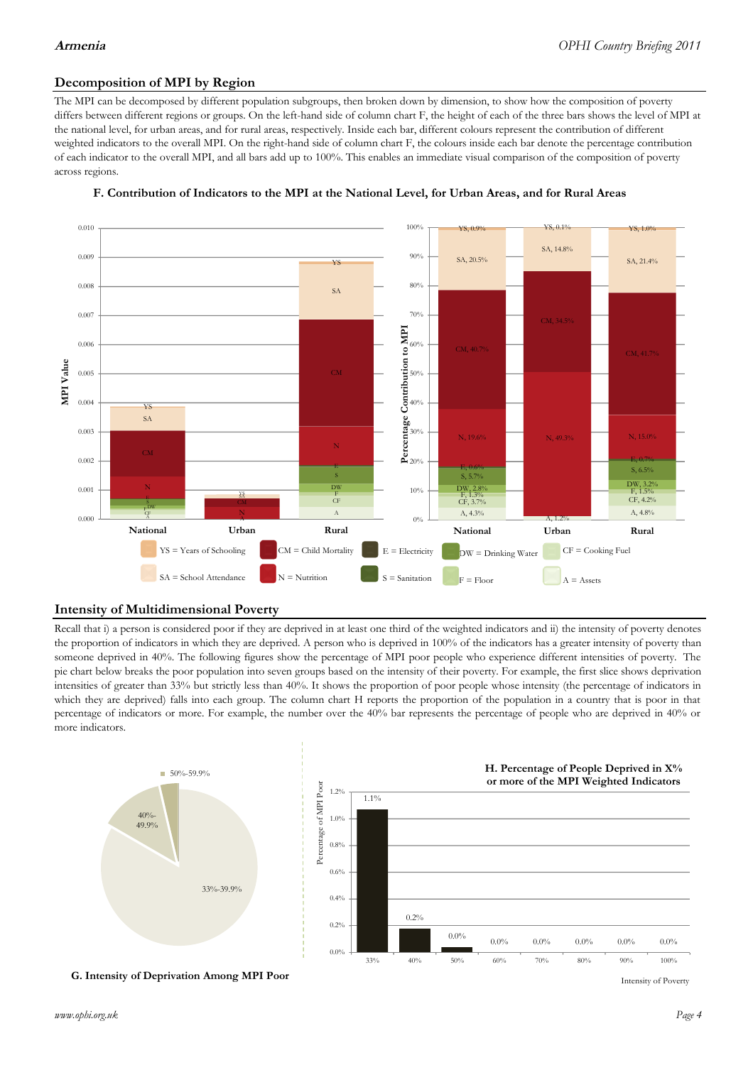## Decomposition of MPI by Region

The MPI can be decomposed by different population subgroups, then broken down by dimension, to show how the composition of poverty differs between different regions or groups. On the left-hand side of column chart F, the height of each of the three bars shows the level of MPI at the national level, for urban areas, and for rural areas, respectively. Inside each bar, different colours represent the contribution of different weighted indicators to the overall MPI. On the right-hand side of column chart F, the colours inside each bar denote the percentage contribution of each indicator to the overall MPI, and all bars add up to 100%. This enables an immediate visual comparison of the composition of poverty across regions.

**F. Contribution of Indicators to the MPI at the National Level, for Urban Areas, and for Rural Areas**

MPI Value
0.010
0.009
0.008
0.007
0.006
0.005
0.004
0.003
0.002
0.001
0.000
National
Urban
Rural

Percentage Contribution to MPI
100%
90%
80%
70%
60%
50%
40%
30%
20%
10%
0%

National: YS, 0.9%; SA, 20.5%; CM, 40.7%; N, 19.6%; E, 0.6%; S, 5.7%; DW, 2.8%; F, 1.3%; CF, 3.7%; A, 4.3%
Urban: YS, 0.1%; SA, 14.8%; CM, 34.5%; N, 49.3%; A, 1.2%
Rural: YS, 1.0%; SA, 21.4%; CM, 41.7%; N, 15.0%; E, 0.7%; S, 6.5%; DW, 3.2%; F, 1.5%; CF, 4.2%; A, 4.8%

YS = Years of Schooling
CM = Child Mortality
E = Electricity
DW = Drinking Water
CF = Cooking Fuel
SA = School Attendance
N = Nutrition
S = Sanitation
F = Floor
A = Assets

## Intensity of Multidimensional Poverty

Recall that i) a person is considered poor if they are deprived in at least one third of the weighted indicators and ii) the intensity of poverty denotes the proportion of indicators in which they are deprived. A person who is deprived in 100% of the indicators has a greater intensity of poverty than someone deprived in 40%. The following figures show the percentage of MPI poor people who experience different intensities of poverty. The pie chart below breaks the poor population into seven groups based on the intensity of their poverty. For example, the first slice shows deprivation intensities of greater than 33% but strictly less than 40%. It shows the proportion of poor people whose intensity (the percentage of indicators in which they are deprived) falls into each group. The column chart H reports the proportion of the population in a country that is poor in that percentage of indicators or more. For example, the number over the 40% bar represents the percentage of people who are deprived in 40% or more indicators.

50%-59.9%
40%-49.9%
33%-39.9%

**G. Intensity of Deprivation Among MPI Poor**

**H. Percentage of People Deprived in X% or more of the MPI Weighted Indicators**

Percentage of MPI Poor
1.2%
1.0%
0.8%
0.6%
0.4%
0.2%
0.0%

1.1%
0.2%
0.0%
0.0%
0.0%
0.0%
0.0%
0.0%

33%
40%
50%
60%
70%
80%
90%
100%

Intensity of Poverty